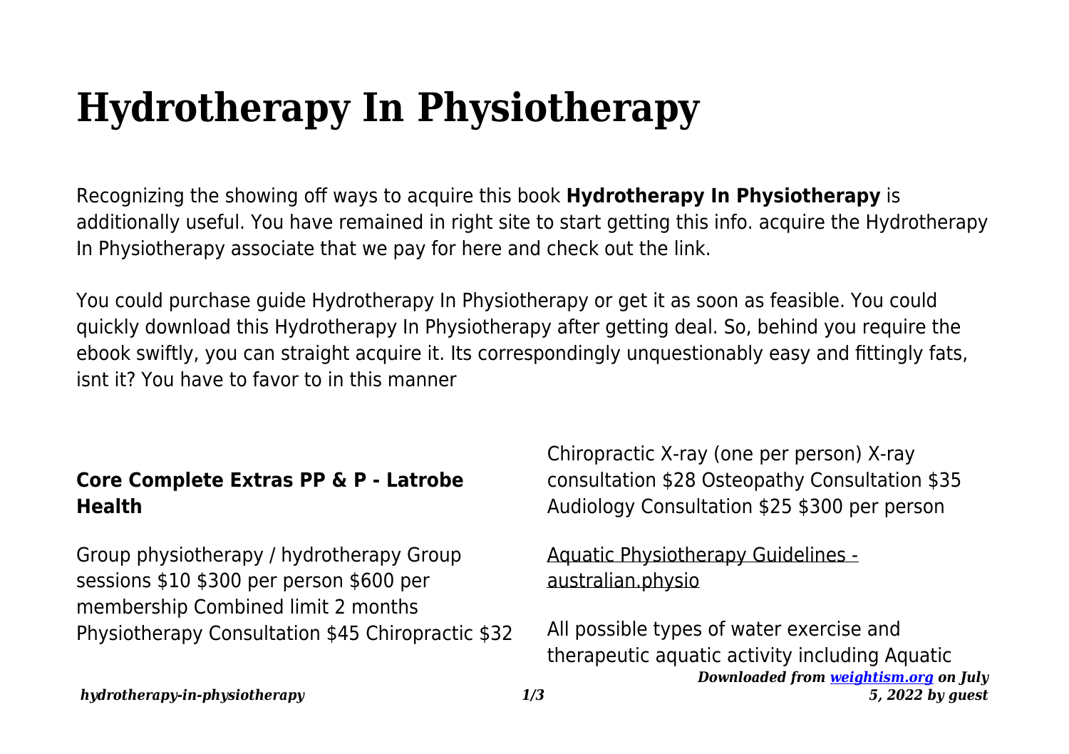# Hydrotherapy In Physiotherapy

Recognizing the showing off ways to acquire this book **Hydrotherapy In Physiotherapy** is additionally useful. You have remained in right site to start getting this info. acquire the Hydrotherapy In Physiotherapy associate that we pay for here and check out the link.

You could purchase guide Hydrotherapy In Physiotherapy or get it as soon as feasible. You could quickly download this Hydrotherapy In Physiotherapy after getting deal. So, behind you require the ebook swiftly, you can straight acquire it. Its correspondingly unquestionably easy and fittingly fats, isnt it? You have to favor to in this manner

### Core Complete Extras PP & P - Latrobe Health

Group physiotherapy / hydrotherapy Group sessions $10 $300 per person $600 per membership Combined limit 2 months Physiotherapy Consultation $45 Chiropractic $32 Chiropractic X-ray (one per person) X-ray consultation $28 Osteopathy Consultation $35 Audiology Consultation $25 $300 per person

### Aquatic Physiotherapy Guidelines - australian.physio

All possible types of water exercise and therapeutic aquatic activity including Aquatic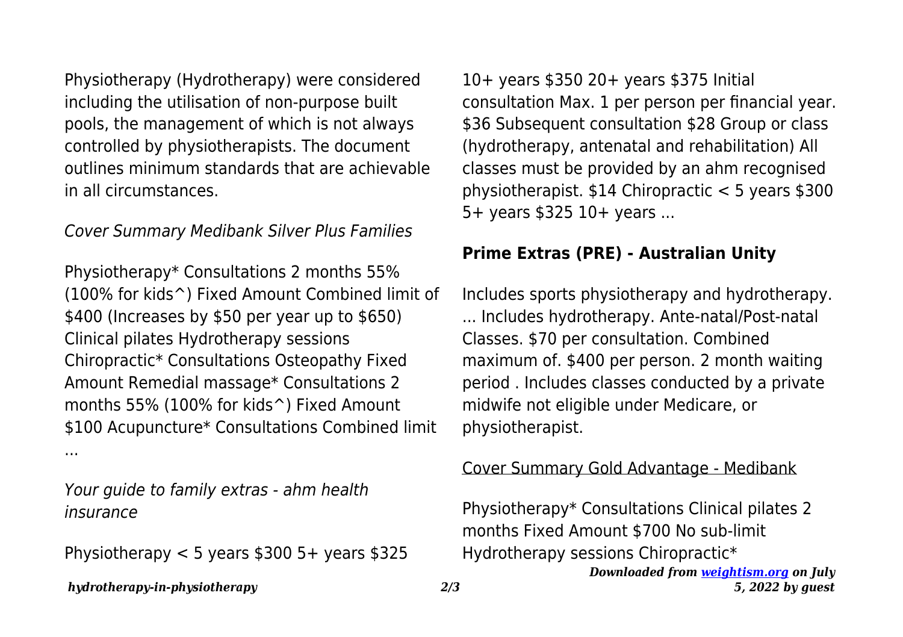Physiotherapy (Hydrotherapy) were considered including the utilisation of non-purpose built pools, the management of which is not always controlled by physiotherapists. The document outlines minimum standards that are achievable in all circumstances.

*Cover Summary Medibank Silver Plus Families*

Physiotherapy* Consultations 2 months 55% (100% for kids^) Fixed Amount Combined limit of $400 (Increases by $50 per year up to $650) Clinical pilates Hydrotherapy sessions Chiropractic* Consultations Osteopathy Fixed Amount Remedial massage* Consultations 2 months 55% (100% for kids^) Fixed Amount $100 Acupuncture* Consultations Combined limit ...

*Your guide to family extras - ahm health insurance*

Physiotherapy < 5 years $300 5+ years $325 10+ years $350 20+ years $375 Initial consultation Max. 1 per person per financial year. $36 Subsequent consultation $28 Group or class (hydrotherapy, antenatal and rehabilitation) All classes must be provided by an ahm recognised physiotherapist. $14 Chiropractic < 5 years $300 5+ years $325 10+ years ...

**Prime Extras (PRE) - Australian Unity**

Includes sports physiotherapy and hydrotherapy. ... Includes hydrotherapy. Ante-natal/Post-natal Classes. $70 per consultation. Combined maximum of. $400 per person. 2 month waiting period . Includes classes conducted by a private midwife not eligible under Medicare, or physiotherapist.

Cover Summary Gold Advantage - Medibank

Physiotherapy* Consultations Clinical pilates 2 months Fixed Amount $700 No sub-limit Hydrotherapy sessions Chiropractic*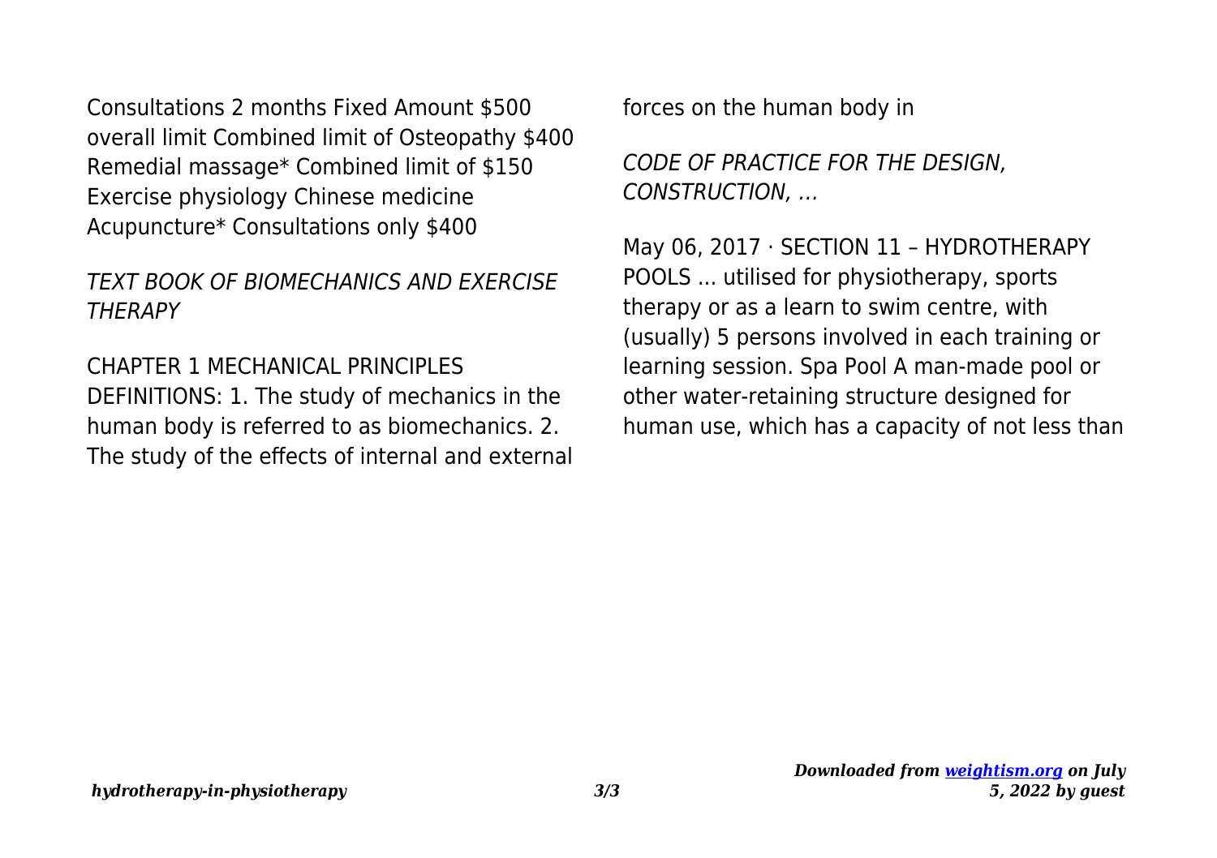Consultations 2 months Fixed Amount $500 overall limit Combined limit of Osteopathy $400 Remedial massage* Combined limit of $150 Exercise physiology Chinese medicine Acupuncture* Consultations only $400

## *TEXT BOOK OF BIOMECHANICS AND EXERCISE THERAPY*

CHAPTER 1 MECHANICAL PRINCIPLES DEFINITIONS: 1. The study of mechanics in the human body is referred to as biomechanics. 2. The study of the effects of internal and external forces on the human body in

## *CODE OF PRACTICE FOR THE DESIGN, CONSTRUCTION, …*

May 06, 2017 · SECTION 11 – HYDROTHERAPY POOLS ... utilised for physiotherapy, sports therapy or as a learn to swim centre, with (usually) 5 persons involved in each training or learning session. Spa Pool A man-made pool or other water-retaining structure designed for human use, which has a capacity of not less than